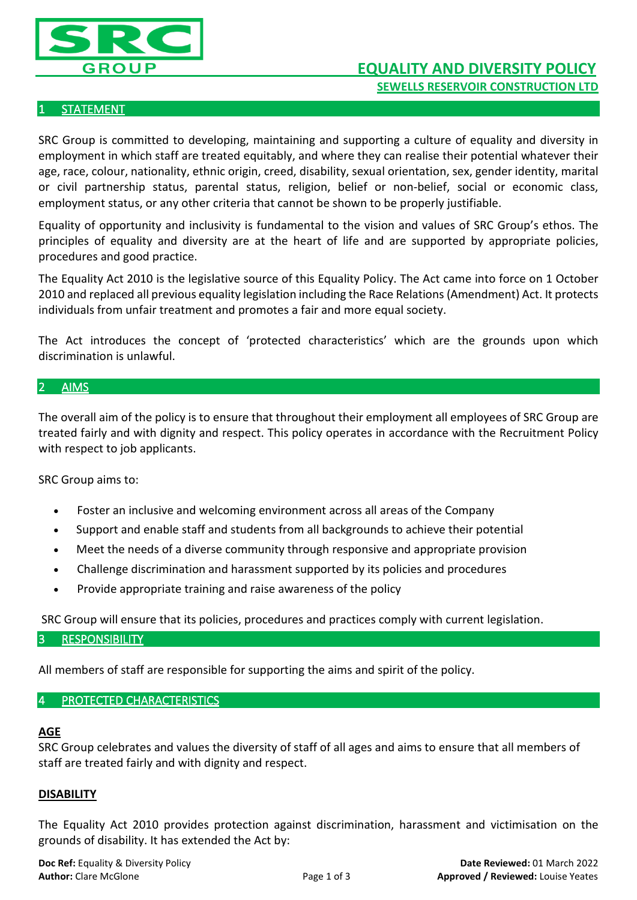# EQUALITY AND DIVERSITY POLICY

**SEWELLS RESERVOIR CONSTRUCTION LTD**

## 1 STATEMENT

SRC Group is committed to developing, maintaining and supporting a culture of equality and diversity in employment in which staff are treated equitably, and where they can realise their potential whatever their age, race, colour, nationality, ethnic origin, creed, disability, sexual orientation, sex, gender identity, marital or civil partnership status, parental status, religion, belief or non-belief, social or economic class, employment status, or any other criteria that cannot be shown to be properly justifiable.

Equality of opportunity and inclusivity is fundamental to the vision and values of SRC Group's ethos. The principles of equality and diversity are at the heart of life and are supported by appropriate policies, procedures and good practice.

The Equality Act 2010 is the legislative source of this Equality Policy. The Act came into force on 1 October 2010 and replaced all previous equality legislation including the Race Relations (Amendment) Act. It protects individuals from unfair treatment and promotes a fair and more equal society.

The Act introduces the concept of 'protected characteristics' which are the grounds upon which discrimination is unlawful.

## 2 AIMS

The overall aim of the policy is to ensure that throughout their employment all employees of SRC Group are treated fairly and with dignity and respect. This policy operates in accordance with the Recruitment Policy with respect to job applicants.

SRC Group aims to:

- Foster an inclusive and welcoming environment across all areas of the Company
- Support and enable staff and students from all backgrounds to achieve their potential
- Meet the needs of a diverse community through responsive and appropriate provision
- Challenge discrimination and harassment supported by its policies and procedures
- Provide appropriate training and raise awareness of the policy

SRC Group will ensure that its policies, procedures and practices comply with current legislation.

## 3 RESPONSIBILITY

All members of staff are responsible for supporting the aims and spirit of the policy.

## 4 PROTECTED CHARACTERISTICS

**AGE**

SRC Group celebrates and values the diversity of staff of all ages and aims to ensure that all members of staff are treated fairly and with dignity and respect.

**DISABILITY**

The Equality Act 2010 provides protection against discrimination, harassment and victimisation on the grounds of disability. It has extended the Act by: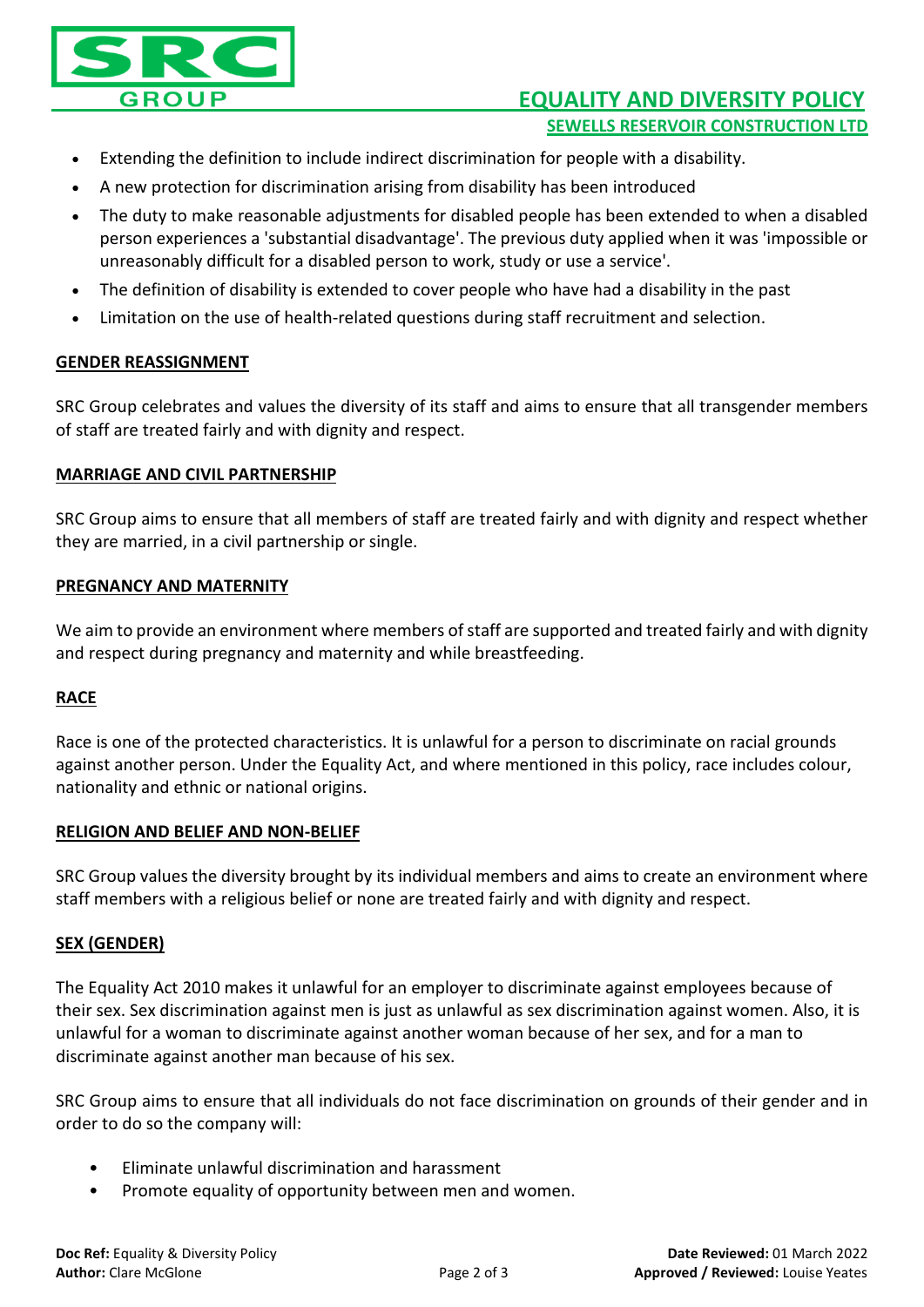- Extending the definition to include indirect discrimination for people with a disability.
- A new protection for discrimination arising from disability has been introduced
- The duty to make reasonable adjustments for disabled people has been extended to when a disabled person experiences a 'substantial disadvantage'. The previous duty applied when it was 'impossible or unreasonably difficult for a disabled person to work, study or use a service'.
- The definition of disability is extended to cover people who have had a disability in the past
- Limitation on the use of health-related questions during staff recruitment and selection.

## GENDER REASSIGNMENT

SRC Group celebrates and values the diversity of its staff and aims to ensure that all transgender members of staff are treated fairly and with dignity and respect.

## MARRIAGE AND CIVIL PARTNERSHIP

SRC Group aims to ensure that all members of staff are treated fairly and with dignity and respect whether they are married, in a civil partnership or single.

## PREGNANCY AND MATERNITY

We aim to provide an environment where members of staff are supported and treated fairly and with dignity and respect during pregnancy and maternity and while breastfeeding.

## RACE

Race is one of the protected characteristics. It is unlawful for a person to discriminate on racial grounds against another person. Under the Equality Act, and where mentioned in this policy, race includes colour, nationality and ethnic or national origins.

## RELIGION AND BELIEF AND NON-BELIEF

SRC Group values the diversity brought by its individual members and aims to create an environment where staff members with a religious belief or none are treated fairly and with dignity and respect.

## SEX (GENDER)

The Equality Act 2010 makes it unlawful for an employer to discriminate against employees because of their sex. Sex discrimination against men is just as unlawful as sex discrimination against women. Also, it is unlawful for a woman to discriminate against another woman because of her sex, and for a man to discriminate against another man because of his sex.

SRC Group aims to ensure that all individuals do not face discrimination on grounds of their gender and in order to do so the company will:

- Eliminate unlawful discrimination and harassment
- Promote equality of opportunity between men and women.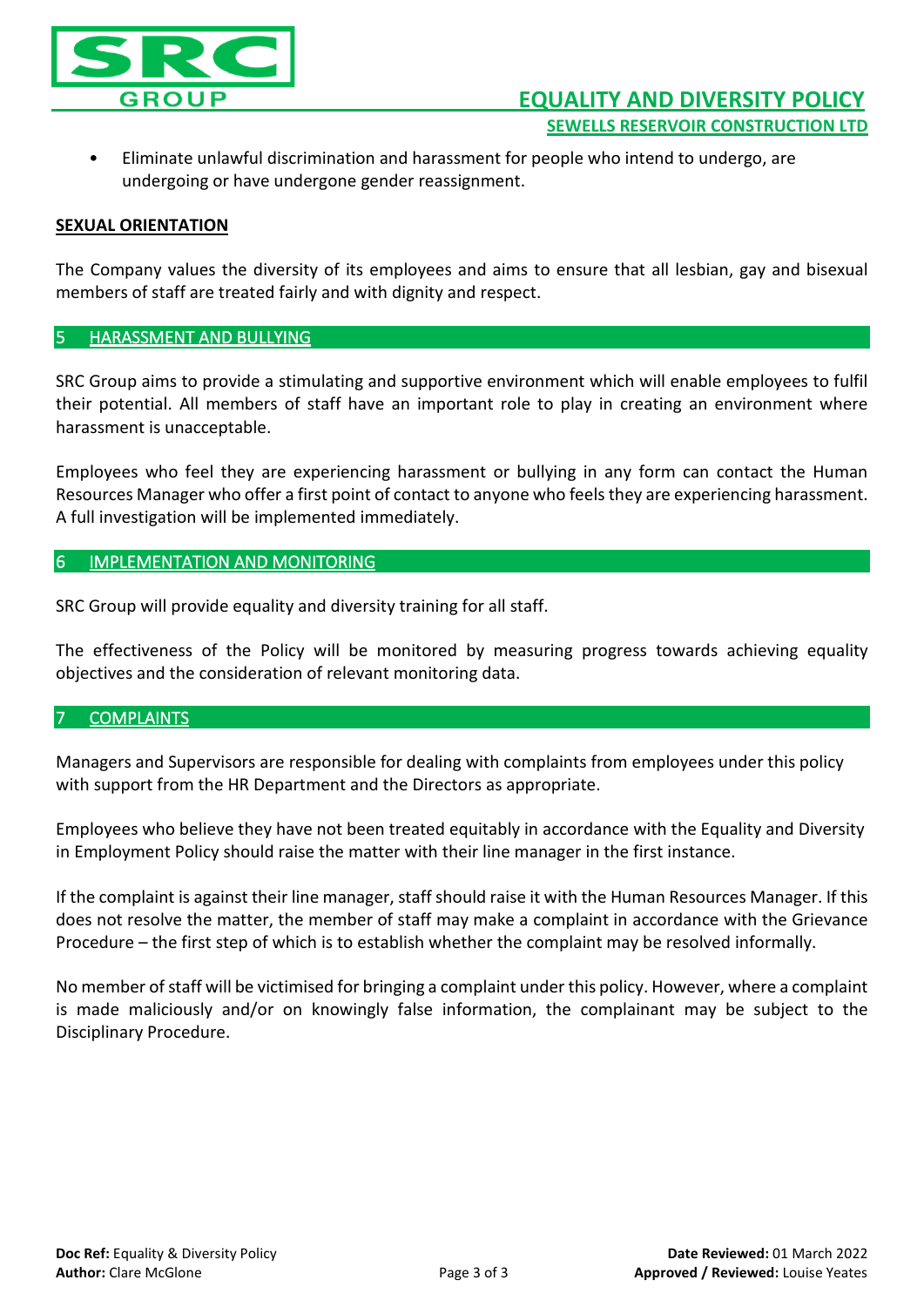- Eliminate unlawful discrimination and harassment for people who intend to undergo, are undergoing or have undergone gender reassignment.

**SEXUAL ORIENTATION**

The Company values the diversity of its employees and aims to ensure that all lesbian, gay and bisexual members of staff are treated fairly and with dignity and respect.

## 5 HARASSMENT AND BULLYING

SRC Group aims to provide a stimulating and supportive environment which will enable employees to fulfil their potential. All members of staff have an important role to play in creating an environment where harassment is unacceptable.

Employees who feel they are experiencing harassment or bullying in any form can contact the Human Resources Manager who offer a first point of contact to anyone who feels they are experiencing harassment. A full investigation will be implemented immediately.

## 6 IMPLEMENTATION AND MONITORING

SRC Group will provide equality and diversity training for all staff.

The effectiveness of the Policy will be monitored by measuring progress towards achieving equality objectives and the consideration of relevant monitoring data.

## 7 COMPLAINTS

Managers and Supervisors are responsible for dealing with complaints from employees under this policy with support from the HR Department and the Directors as appropriate.

Employees who believe they have not been treated equitably in accordance with the Equality and Diversity in Employment Policy should raise the matter with their line manager in the first instance.

If the complaint is against their line manager, staff should raise it with the Human Resources Manager. If this does not resolve the matter, the member of staff may make a complaint in accordance with the Grievance Procedure – the first step of which is to establish whether the complaint may be resolved informally.

No member of staff will be victimised for bringing a complaint under this policy. However, where a complaint is made maliciously and/or on knowingly false information, the complainant may be subject to the Disciplinary Procedure.